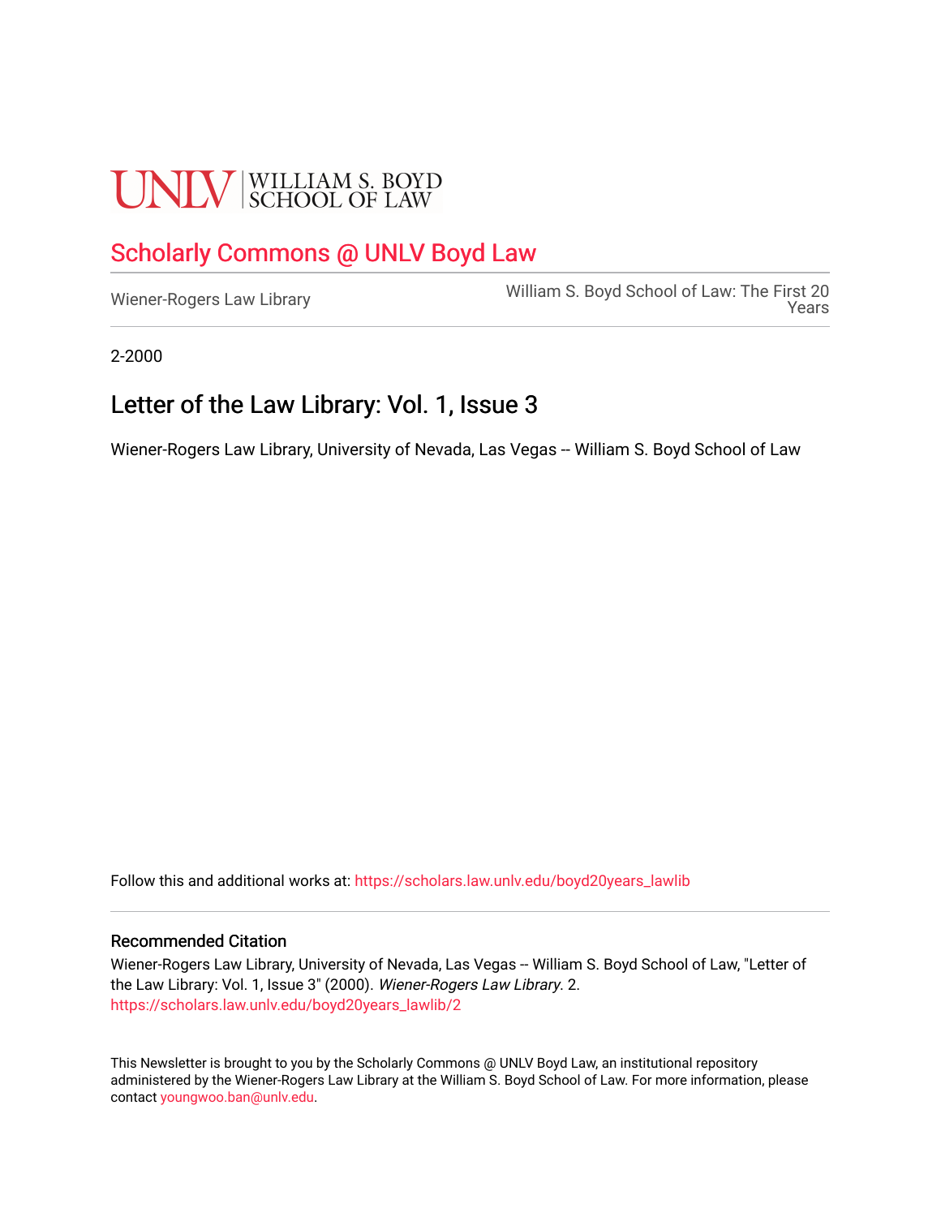UNLV | WILLIAM S. BOYD SCHOOL OF LAW

# Scholarly Commons @ UNLV Boyd Law

Wiener-Rogers Law Library

William S. Boyd School of Law: The First 20 Years

2-2000

## Letter of the Law Library: Vol. 1, Issue 3

Wiener-Rogers Law Library, University of Nevada, Las Vegas -- William S. Boyd School of Law

Follow this and additional works at: https://scholars.law.unlv.edu/boyd20years_lawlib

### Recommended Citation

Wiener-Rogers Law Library, University of Nevada, Las Vegas -- William S. Boyd School of Law, "Letter of the Law Library: Vol. 1, Issue 3" (2000). *Wiener-Rogers Law Library*. 2.
https://scholars.law.unlv.edu/boyd20years_lawlib/2

This Newsletter is brought to you by the Scholarly Commons @ UNLV Boyd Law, an institutional repository administered by the Wiener-Rogers Law Library at the William S. Boyd School of Law. For more information, please contact youngwoo.ban@unlv.edu.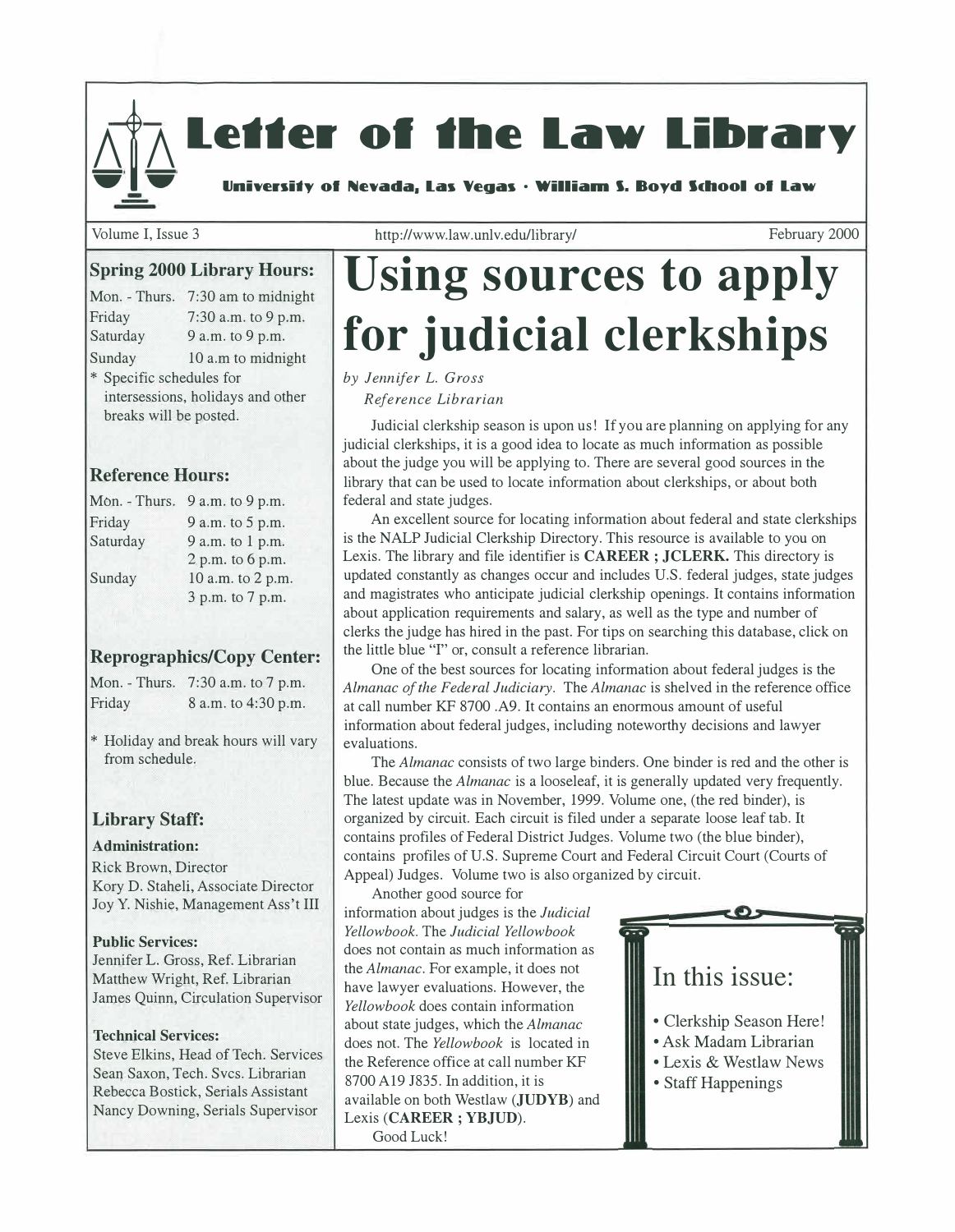# Letter of the Law Library

**University of Nevada, Las Vegas · William S. Boyd School of Law**

Volume I, Issue 3 | http://www.law.unlv.edu/library/ | February 2000

## Spring 2000 Library Hours:

| | |
|---|---|
| Mon. - Thurs. | 7:30 am to midnight |
| Friday | 7:30 a.m. to 9 p.m. |
| Saturday | 9 a.m. to 9 p.m. |
| Sunday | 10 a.m to midnight |

* Specific schedules for intersessions, holidays and other breaks will be posted.

## Reference Hours:

| | |
|---|---|
| Mon. - Thurs. | 9 a.m. to 9 p.m. |
| Friday | 9 a.m. to 5 p.m. |
| Saturday | 9 a.m. to 1 p.m. |
| | 2 p.m. to 6 p.m. |
| Sunday | 10 a.m. to 2 p.m. |
| | 3 p.m. to 7 p.m. |

## Reprographics/Copy Center:

| | |
|---|---|
| Mon. - Thurs. | 7:30 a.m. to 7 p.m. |
| Friday | 8 a.m. to 4:30 p.m. |

* Holiday and break hours will vary from schedule.

## Library Staff:

**Administration:**
Rick Brown, Director
Kory D. Staheli, Associate Director
Joy Y. Nishie, Management Ass't III

**Public Services:**
Jennifer L. Gross, Ref. Librarian
Matthew Wright, Ref. Librarian
James Quinn, Circulation Supervisor

**Technical Services:**
Steve Elkins, Head of Tech. Services
Sean Saxon, Tech. Svcs. Librarian
Rebecca Bostick, Serials Assistant
Nancy Downing, Serials Supervisor

# Using sources to apply for judicial clerkships

*by Jennifer L. Gross*
*Reference Librarian*

Judicial clerkship season is upon us! If you are planning on applying for any judicial clerkships, it is a good idea to locate as much information as possible about the judge you will be applying to. There are several good sources in the library that can be used to locate information about clerkships, or about both federal and state judges.

An excellent source for locating information about federal and state clerkships is the NALP Judicial Clerkship Directory. This resource is available to you on Lexis. The library and file identifier is **CAREER ; JCLERK.** This directory is updated constantly as changes occur and includes U.S. federal judges, state judges and magistrates who anticipate judicial clerkship openings. It contains information about application requirements and salary, as well as the type and number of clerks the judge has hired in the past. For tips on searching this database, click on the little blue "I" or, consult a reference librarian.

One of the best sources for locating information about federal judges is the *Almanac of the Federal Judiciary*. The *Almanac* is shelved in the reference office at call number KF 8700 .A9. It contains an enormous amount of useful information about federal judges, including noteworthy decisions and lawyer evaluations.

The *Almanac* consists of two large binders. One binder is red and the other is blue. Because the *Almanac* is a looseleaf, it is generally updated very frequently. The latest update was in November, 1999. Volume one, (the red binder), is organized by circuit. Each circuit is filed under a separate loose leaf tab. It contains profiles of Federal District Judges. Volume two (the blue binder), contains profiles of U.S. Supreme Court and Federal Circuit Court (Courts of Appeal) Judges. Volume two is also organized by circuit.

Another good source for information about judges is the *Judicial Yellowbook*. The *Judicial Yellowbook* does not contain as much information as the *Almanac*. For example, it does not have lawyer evaluations. However, the *Yellowbook* does contain information about state judges, which the *Almanac* does not. The *Yellowbook* is located in the Reference office at call number KF 8700 A19 J835. In addition, it is available on both Westlaw (**JUDYB**) and Lexis (**CAREER ; YBJUD**).

Good Luck!

## In this issue:

- Clerkship Season Here!
- Ask Madam Librarian
- Lexis & Westlaw News
- Staff Happenings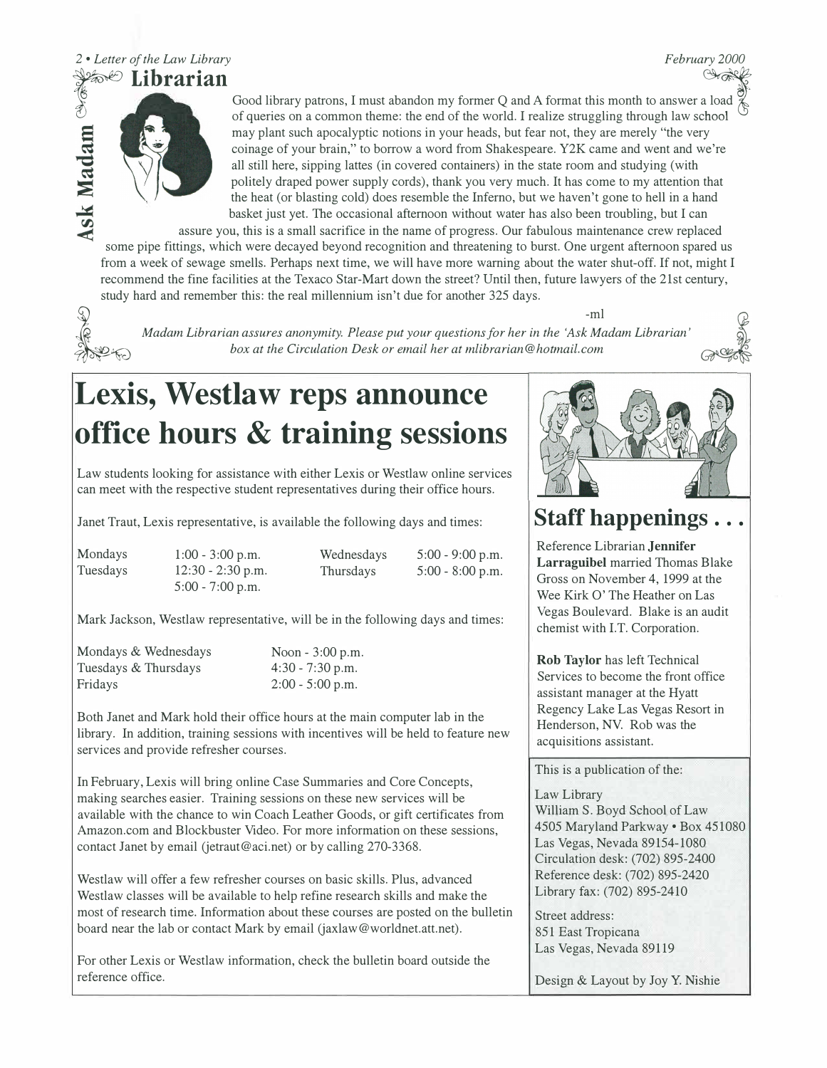## Ask Madam Librarian

Good library patrons, I must abandon my former Q and A format this month to answer a load of queries on a common theme: the end of the world. I realize struggling through law school may plant such apocalyptic notions in your heads, but fear not, they are merely "the very coinage of your brain," to borrow a word from Shakespeare. Y2K came and went and we're all still here, sipping lattes (in covered containers) in the state room and studying (with politely draped power supply cords), thank you very much. It has come to my attention that the heat (or blasting cold) does resemble the Inferno, but we haven't gone to hell in a hand basket just yet. The occasional afternoon without water has also been troubling, but I can assure you, this is a small sacrifice in the name of progress. Our fabulous maintenance crew replaced some pipe fittings, which were decayed beyond recognition and threatening to burst. One urgent afternoon spared us from a week of sewage smells. Perhaps next time, we will have more warning about the water shut-off. If not, might I recommend the fine facilities at the Texaco Star-Mart down the street? Until then, future lawyers of the 21st century, study hard and remember this: the real millennium isn't due for another 325 days.

-ml

*Madam Librarian assures anonymity. Please put your questions for her in the 'Ask Madam Librarian' box at the Circulation Desk or email her at mlibrarian@hotmail.com*

# Lexis, Westlaw reps announce office hours & training sessions

Law students looking for assistance with either Lexis or Westlaw online services can meet with the respective student representatives during their office hours.

Janet Traut, Lexis representative, is available the following days and times:

| | | | |
|---|---|---|---|
| Mondays | 1:00 - 3:00 p.m. | Wednesdays | 5:00 - 9:00 p.m. |
| Tuesdays | 12:30 - 2:30 p.m.<br>5:00 - 7:00 p.m. | Thursdays | 5:00 - 8:00 p.m. |

Mark Jackson, Westlaw representative, will be in the following days and times:

| | |
|---|---|
| Mondays & Wednesdays | Noon - 3:00 p.m. |
| Tuesdays & Thursdays | 4:30 - 7:30 p.m. |
| Fridays | 2:00 - 5:00 p.m. |

Both Janet and Mark hold their office hours at the main computer lab in the library. In addition, training sessions with incentives will be held to feature new services and provide refresher courses.

In February, Lexis will bring online Case Summaries and Core Concepts, making searches easier. Training sessions on these new services will be available with the chance to win Coach Leather Goods, or gift certificates from Amazon.com and Blockbuster Video. For more information on these sessions, contact Janet by email (jetraut@aci.net) or by calling 270-3368.

Westlaw will offer a few refresher courses on basic skills. Plus, advanced Westlaw classes will be available to help refine research skills and make the most of research time. Information about these courses are posted on the bulletin board near the lab or contact Mark by email (jaxlaw@worldnet.att.net).

For other Lexis or Westlaw information, check the bulletin board outside the reference office.

## Staff happenings . . .

Reference Librarian **Jennifer Larraguibel** married Thomas Blake Gross on November 4, 1999 at the Wee Kirk O' The Heather on Las Vegas Boulevard. Blake is an audit chemist with I.T. Corporation.

**Rob Taylor** has left Technical Services to become the front office assistant manager at the Hyatt Regency Lake Las Vegas Resort in Henderson, NV. Rob was the acquisitions assistant.

This is a publication of the:

Law Library
William S. Boyd School of Law
4505 Maryland Parkway • Box 451080
Las Vegas, Nevada 89154-1080
Circulation desk: (702) 895-2400
Reference desk: (702) 895-2420
Library fax: (702) 895-2410

Street address:
851 East Tropicana
Las Vegas, Nevada 89119

Design & Layout by Joy Y. Nishie